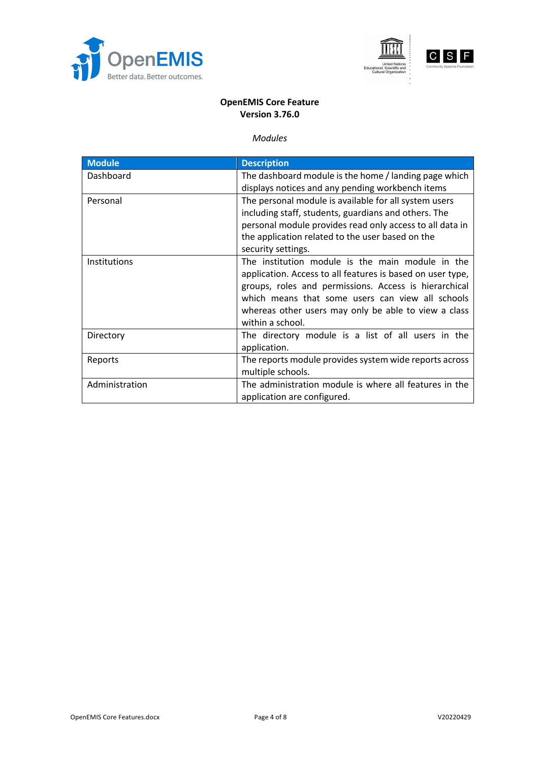**OpenEMIS Core Feature**
**Version 3.76.0**

*Modules*

| Module | Description |
|---|---|
| Dashboard | The dashboard module is the home / landing page which displays notices and any pending workbench items |
| Personal | The personal module is available for all system users including staff, students, guardians and others. The personal module provides read only access to all data in the application related to the user based on the security settings. |
| Institutions | The institution module is the main module in the application. Access to all features is based on user type, groups, roles and permissions. Access is hierarchical which means that some users can view all schools whereas other users may only be able to view a class within a school. |
| Directory | The directory module is a list of all users in the application. |
| Reports | The reports module provides system wide reports across multiple schools. |
| Administration | The administration module is where all features in the application are configured. |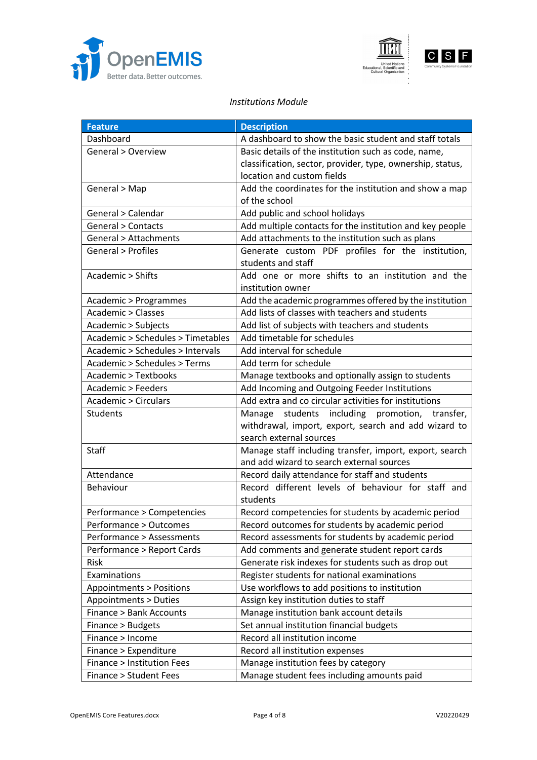*Institutions Module*

| Feature | Description |
|---|---|
| Dashboard | A dashboard to show the basic student and staff totals |
| General > Overview | Basic details of the institution such as code, name, classification, sector, provider, type, ownership, status, location and custom fields |
| General > Map | Add the coordinates for the institution and show a map of the school |
| General > Calendar | Add public and school holidays |
| General > Contacts | Add multiple contacts for the institution and key people |
| General > Attachments | Add attachments to the institution such as plans |
| General > Profiles | Generate custom PDF profiles for the institution, students and staff |
| Academic > Shifts | Add one or more shifts to an institution and the institution owner |
| Academic > Programmes | Add the academic programmes offered by the institution |
| Academic > Classes | Add lists of classes with teachers and students |
| Academic > Subjects | Add list of subjects with teachers and students |
| Academic > Schedules > Timetables | Add timetable for schedules |
| Academic > Schedules > Intervals | Add interval for schedule |
| Academic > Schedules > Terms | Add term for schedule |
| Academic > Textbooks | Manage textbooks and optionally assign to students |
| Academic > Feeders | Add Incoming and Outgoing Feeder Institutions |
| Academic > Circulars | Add extra and co circular activities for institutions |
| Students | Manage students including promotion, transfer, withdrawal, import, export, search and add wizard to search external sources |
| Staff | Manage staff including transfer, import, export, search and add wizard to search external sources |
| Attendance | Record daily attendance for staff and students |
| Behaviour | Record different levels of behaviour for staff and students |
| Performance > Competencies | Record competencies for students by academic period |
| Performance > Outcomes | Record outcomes for students by academic period |
| Performance > Assessments | Record assessments for students by academic period |
| Performance > Report Cards | Add comments and generate student report cards |
| Risk | Generate risk indexes for students such as drop out |
| Examinations | Register students for national examinations |
| Appointments > Positions | Use workflows to add positions to institution |
| Appointments > Duties | Assign key institution duties to staff |
| Finance > Bank Accounts | Manage institution bank account details |
| Finance > Budgets | Set annual institution financial budgets |
| Finance > Income | Record all institution income |
| Finance > Expenditure | Record all institution expenses |
| Finance > Institution Fees | Manage institution fees by category |
| Finance > Student Fees | Manage student fees including amounts paid |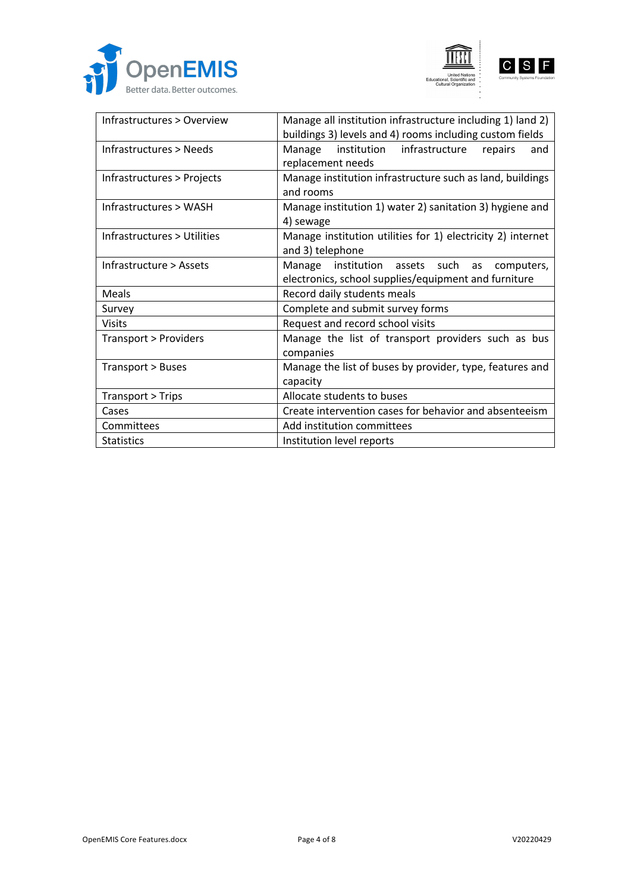| Infrastructures > Overview | Manage all institution infrastructure including 1) land 2) buildings 3) levels and 4) rooms including custom fields |
|---|---|
| Infrastructures > Needs | Manage institution infrastructure repairs and replacement needs |
| Infrastructures > Projects | Manage institution infrastructure such as land, buildings and rooms |
| Infrastructures > WASH | Manage institution 1) water 2) sanitation 3) hygiene and 4) sewage |
| Infrastructures > Utilities | Manage institution utilities for 1) electricity 2) internet and 3) telephone |
| Infrastructure > Assets | Manage institution assets such as computers, electronics, school supplies/equipment and furniture |
| Meals | Record daily students meals |
| Survey | Complete and submit survey forms |
| Visits | Request and record school visits |
| Transport > Providers | Manage the list of transport providers such as bus companies |
| Transport > Buses | Manage the list of buses by provider, type, features and capacity |
| Transport > Trips | Allocate students to buses |
| Cases | Create intervention cases for behavior and absenteeism |
| Committees | Add institution committees |
| Statistics | Institution level reports |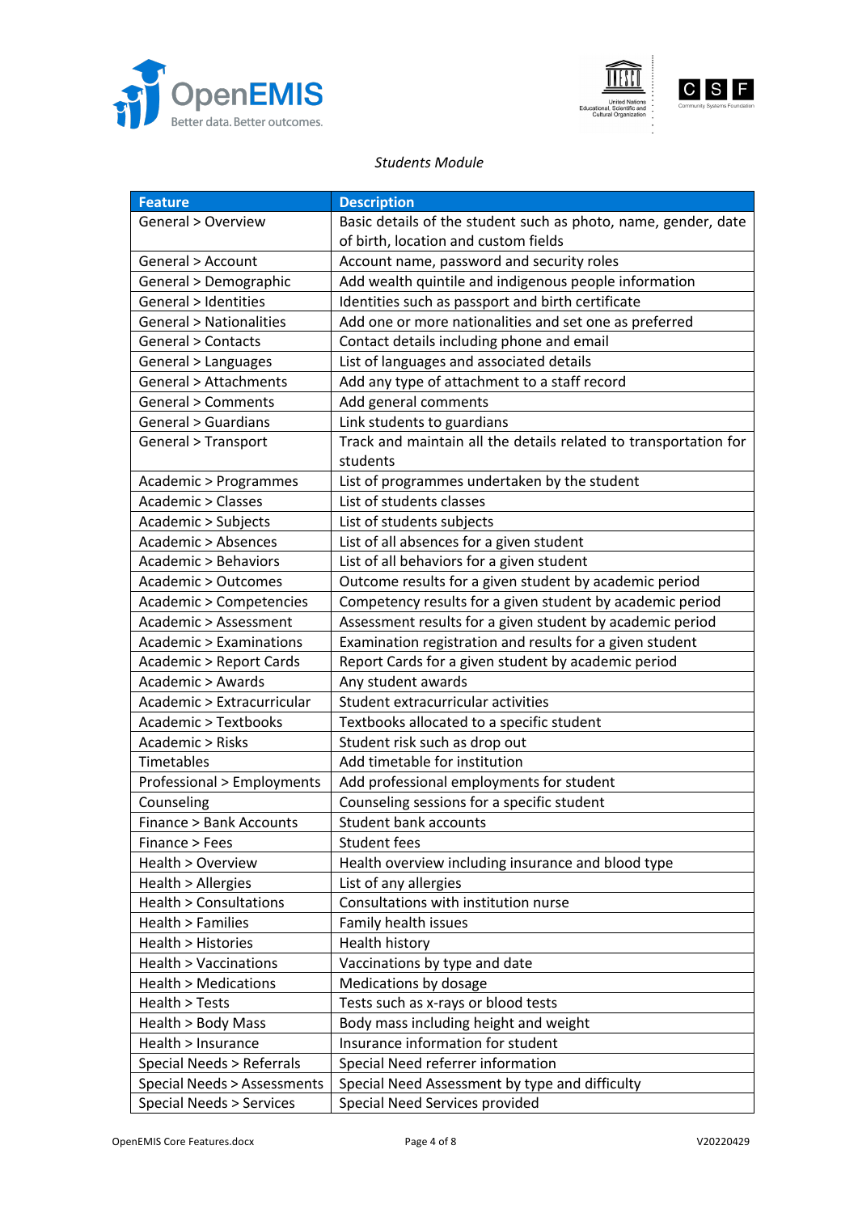*Students Module*

| Feature | Description |
|---|---|
| General > Overview | Basic details of the student such as photo, name, gender, date of birth, location and custom fields |
| General > Account | Account name, password and security roles |
| General > Demographic | Add wealth quintile and indigenous people information |
| General > Identities | Identities such as passport and birth certificate |
| General > Nationalities | Add one or more nationalities and set one as preferred |
| General > Contacts | Contact details including phone and email |
| General > Languages | List of languages and associated details |
| General > Attachments | Add any type of attachment to a staff record |
| General > Comments | Add general comments |
| General > Guardians | Link students to guardians |
| General > Transport | Track and maintain all the details related to transportation for students |
| Academic > Programmes | List of programmes undertaken by the student |
| Academic > Classes | List of students classes |
| Academic > Subjects | List of students subjects |
| Academic > Absences | List of all absences for a given student |
| Academic > Behaviors | List of all behaviors for a given student |
| Academic > Outcomes | Outcome results for a given student by academic period |
| Academic > Competencies | Competency results for a given student by academic period |
| Academic > Assessment | Assessment results for a given student by academic period |
| Academic > Examinations | Examination registration and results for a given student |
| Academic > Report Cards | Report Cards for a given student by academic period |
| Academic > Awards | Any student awards |
| Academic > Extracurricular | Student extracurricular activities |
| Academic > Textbooks | Textbooks allocated to a specific student |
| Academic > Risks | Student risk such as drop out |
| Timetables | Add timetable for institution |
| Professional > Employments | Add professional employments for student |
| Counseling | Counseling sessions for a specific student |
| Finance > Bank Accounts | Student bank accounts |
| Finance > Fees | Student fees |
| Health > Overview | Health overview including insurance and blood type |
| Health > Allergies | List of any allergies |
| Health > Consultations | Consultations with institution nurse |
| Health > Families | Family health issues |
| Health > Histories | Health history |
| Health > Vaccinations | Vaccinations by type and date |
| Health > Medications | Medications by dosage |
| Health > Tests | Tests such as x-rays or blood tests |
| Health > Body Mass | Body mass including height and weight |
| Health > Insurance | Insurance information for student |
| Special Needs > Referrals | Special Need referrer information |
| Special Needs > Assessments | Special Need Assessment by type and difficulty |
| Special Needs > Services | Special Need Services provided |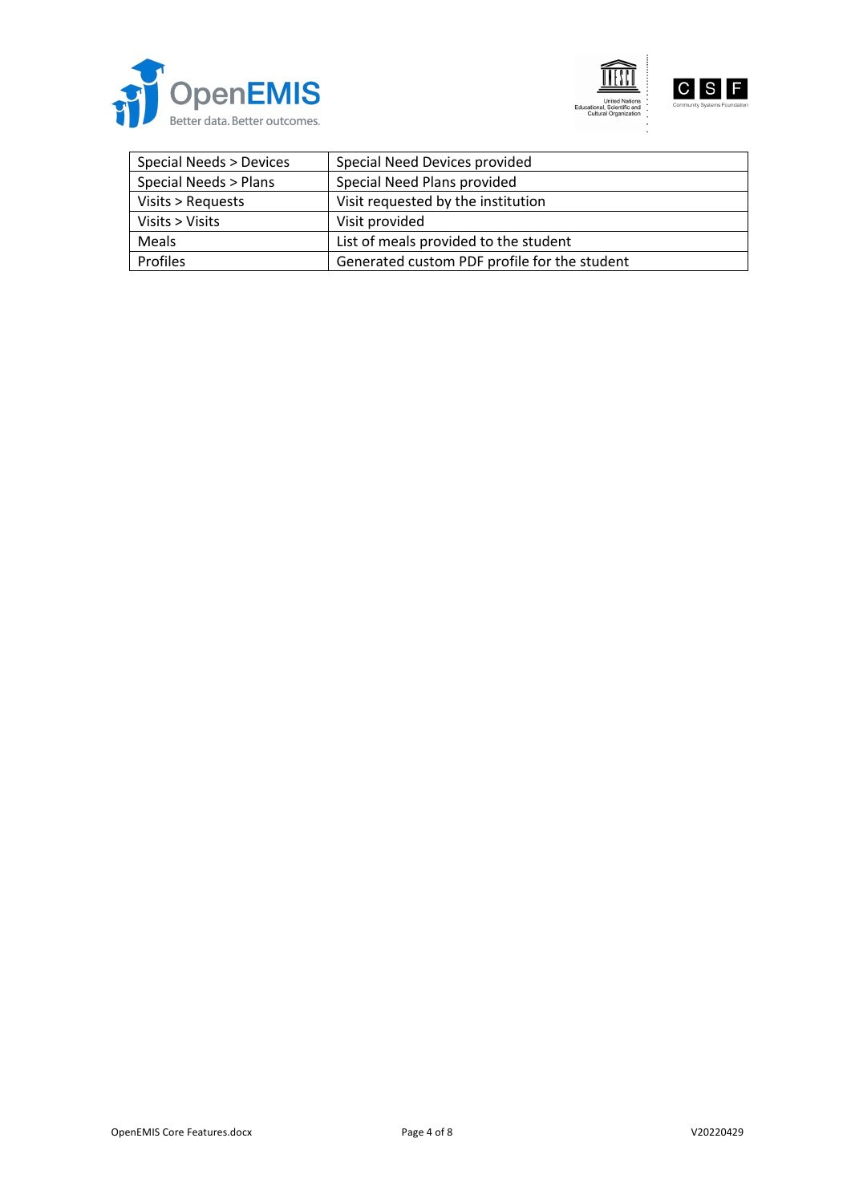| Special Needs > Devices | Special Need Devices provided |
|---|---|
| Special Needs > Plans | Special Need Plans provided |
| Visits > Requests | Visit requested by the institution |
| Visits > Visits | Visit provided |
| Meals | List of meals provided to the student |
| Profiles | Generated custom PDF profile for the student |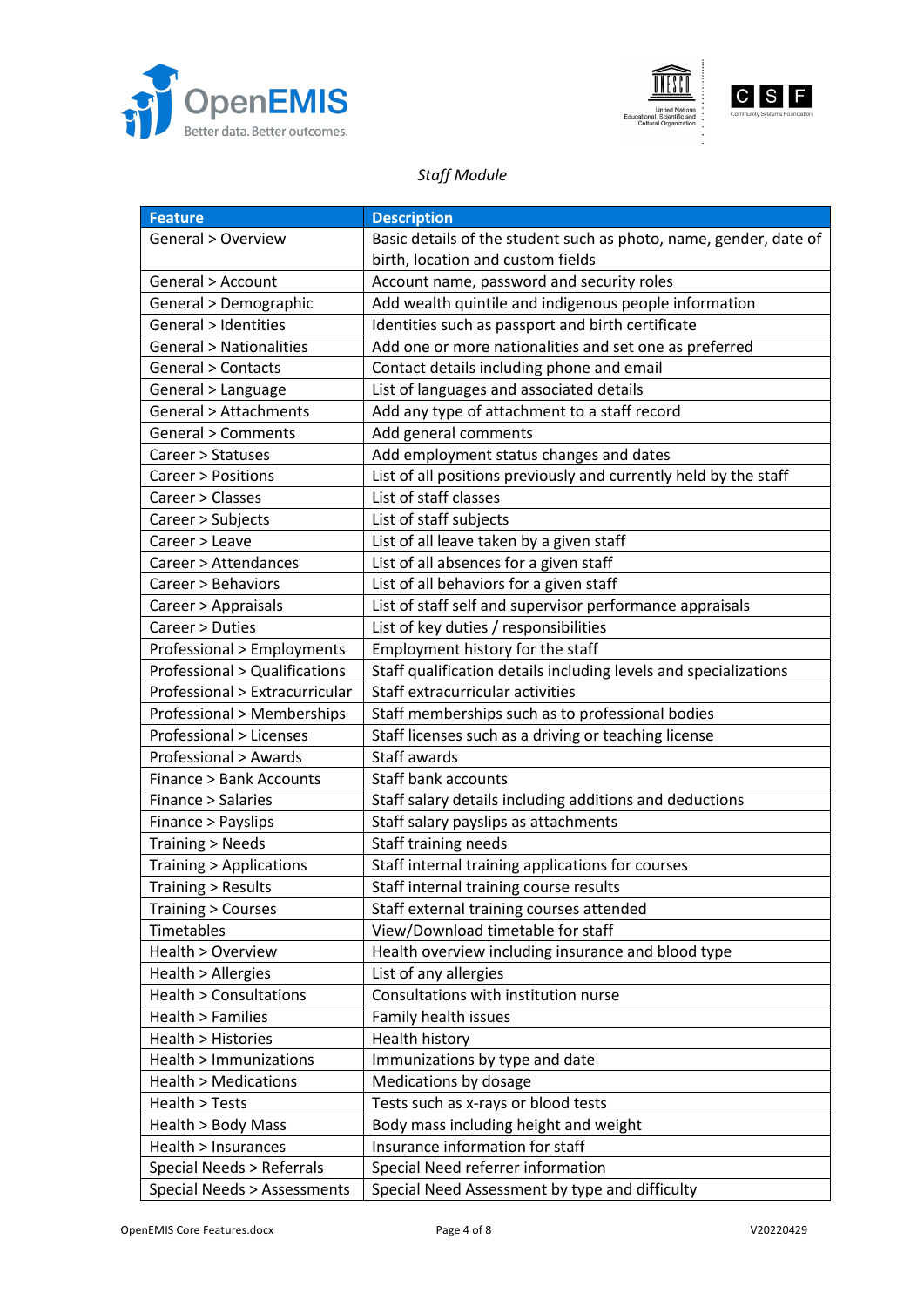*Staff Module*

| Feature | Description |
|---|---|
| General > Overview | Basic details of the student such as photo, name, gender, date of birth, location and custom fields |
| General > Account | Account name, password and security roles |
| General > Demographic | Add wealth quintile and indigenous people information |
| General > Identities | Identities such as passport and birth certificate |
| General > Nationalities | Add one or more nationalities and set one as preferred |
| General > Contacts | Contact details including phone and email |
| General > Language | List of languages and associated details |
| General > Attachments | Add any type of attachment to a staff record |
| General > Comments | Add general comments |
| Career > Statuses | Add employment status changes and dates |
| Career > Positions | List of all positions previously and currently held by the staff |
| Career > Classes | List of staff classes |
| Career > Subjects | List of staff subjects |
| Career > Leave | List of all leave taken by a given staff |
| Career > Attendances | List of all absences for a given staff |
| Career > Behaviors | List of all behaviors for a given staff |
| Career > Appraisals | List of staff self and supervisor performance appraisals |
| Career > Duties | List of key duties / responsibilities |
| Professional > Employments | Employment history for the staff |
| Professional > Qualifications | Staff qualification details including levels and specializations |
| Professional > Extracurricular | Staff extracurricular activities |
| Professional > Memberships | Staff memberships such as to professional bodies |
| Professional > Licenses | Staff licenses such as a driving or teaching license |
| Professional > Awards | Staff awards |
| Finance > Bank Accounts | Staff bank accounts |
| Finance > Salaries | Staff salary details including additions and deductions |
| Finance > Payslips | Staff salary payslips as attachments |
| Training > Needs | Staff training needs |
| Training > Applications | Staff internal training applications for courses |
| Training > Results | Staff internal training course results |
| Training > Courses | Staff external training courses attended |
| Timetables | View/Download timetable for staff |
| Health > Overview | Health overview including insurance and blood type |
| Health > Allergies | List of any allergies |
| Health > Consultations | Consultations with institution nurse |
| Health > Families | Family health issues |
| Health > Histories | Health history |
| Health > Immunizations | Immunizations by type and date |
| Health > Medications | Medications by dosage |
| Health > Tests | Tests such as x-rays or blood tests |
| Health > Body Mass | Body mass including height and weight |
| Health > Insurances | Insurance information for staff |
| Special Needs > Referrals | Special Need referrer information |
| Special Needs > Assessments | Special Need Assessment by type and difficulty |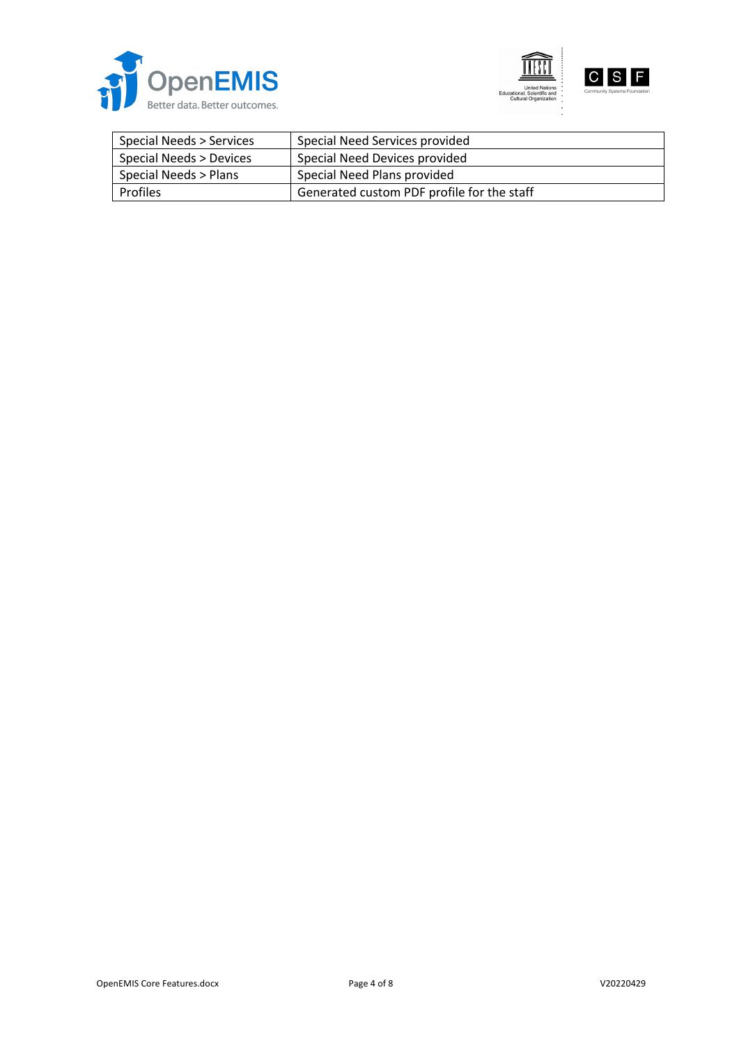| Special Needs > Services | Special Need Services provided |
|---|---|
| Special Needs > Devices | Special Need Devices provided |
| Special Needs > Plans | Special Need Plans provided |
| Profiles | Generated custom PDF profile for the staff |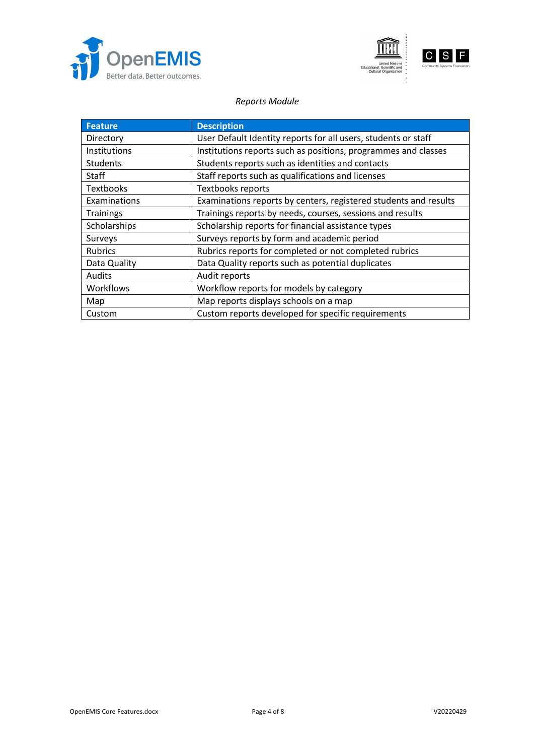*Reports Module*

| Feature | Description |
|---|---|
| Directory | User Default Identity reports for all users, students or staff |
| Institutions | Institutions reports such as positions, programmes and classes |
| Students | Students reports such as identities and contacts |
| Staff | Staff reports such as qualifications and licenses |
| Textbooks | Textbooks reports |
| Examinations | Examinations reports by centers, registered students and results |
| Trainings | Trainings reports by needs, courses, sessions and results |
| Scholarships | Scholarship reports for financial assistance types |
| Surveys | Surveys reports by form and academic period |
| Rubrics | Rubrics reports for completed or not completed rubrics |
| Data Quality | Data Quality reports such as potential duplicates |
| Audits | Audit reports |
| Workflows | Workflow reports for models by category |
| Map | Map reports displays schools on a map |
| Custom | Custom reports developed for specific requirements |